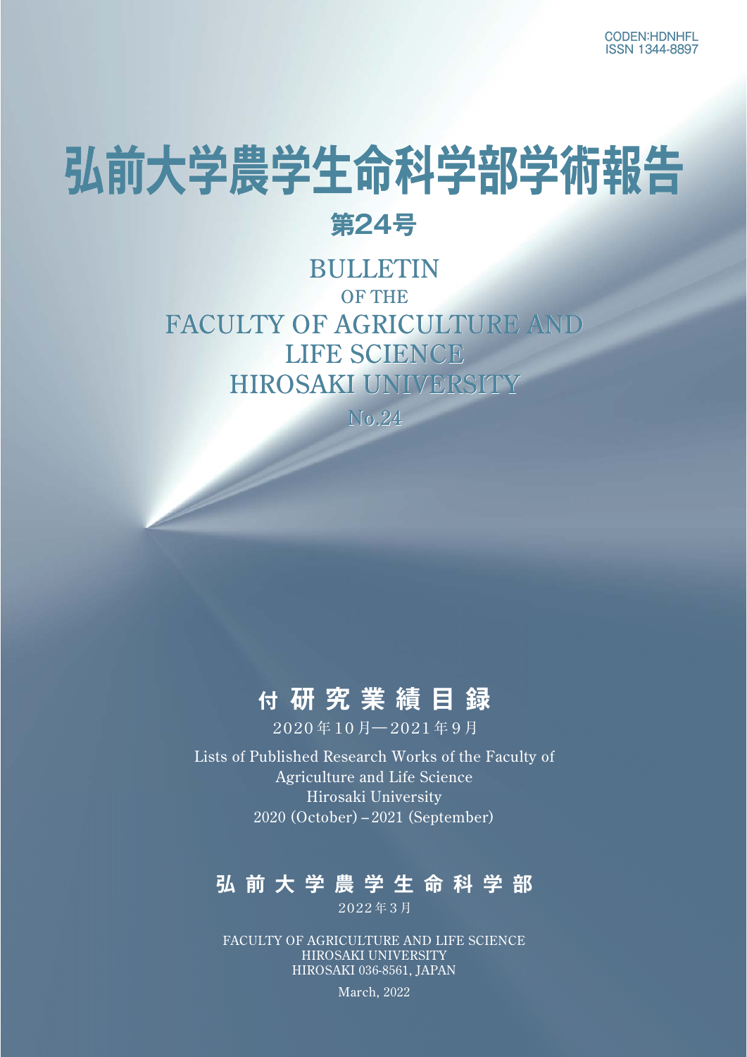CODEN:HDNHFL
ISSN 1344-8897

# 弘前大学農学生命科学部学術報告

## 第24号

BULLETIN
OF THE
FACULTY OF AGRICULTURE AND
LIFE SCIENCE
HIROSAKI UNIVERSITY

No.24

## 付 研 究 業 績 目 録

2020年10月—2021年9月

Lists of Published Research Works of the Faculty of
Agriculture and Life Science
Hirosaki University
2020 (October) – 2021 (September)

## 弘 前 大 学 農 学 生 命 科 学 部

2022年3月

FACULTY OF AGRICULTURE AND LIFE SCIENCE
HIROSAKI UNIVERSITY
HIROSAKI 036-8561, JAPAN

March, 2022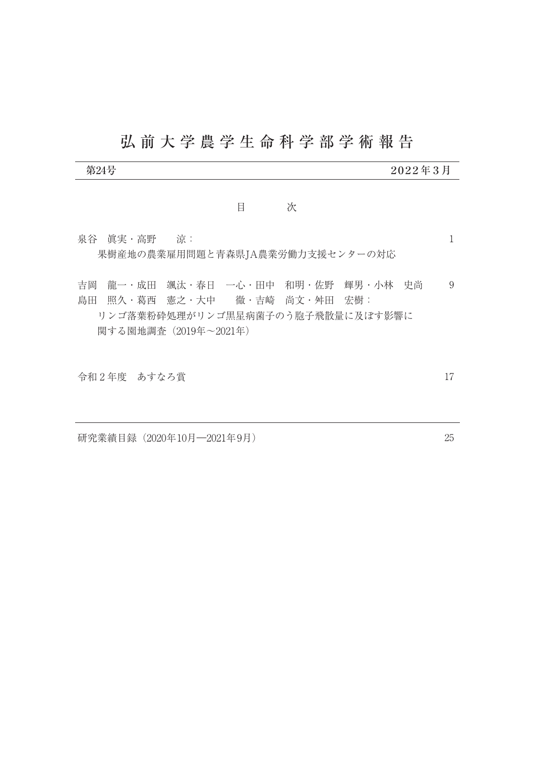# 弘前大学農学生命科学部学術報告

第24号　　2022年3月

## 目　次

泉谷　眞実・高野　涼：　1
果樹産地の農業雇用問題と青森県JA農業労働力支援センターの対応

吉岡　龍一・成田　颯汰・春日　一心・田中　和明・佐野　輝男・小林　史尚　9
島田　照久・葛西　憲之・大中　徹・吉崎　尚文・舛田　宏樹：
リンゴ落葉粉砕処理がリンゴ黒星病菌子のう胞子飛散量に及ぼす影響に
関する園地調査（2019年～2021年）

令和2年度　あすなろ賞　17

研究業績目録（2020年10月―2021年9月）　25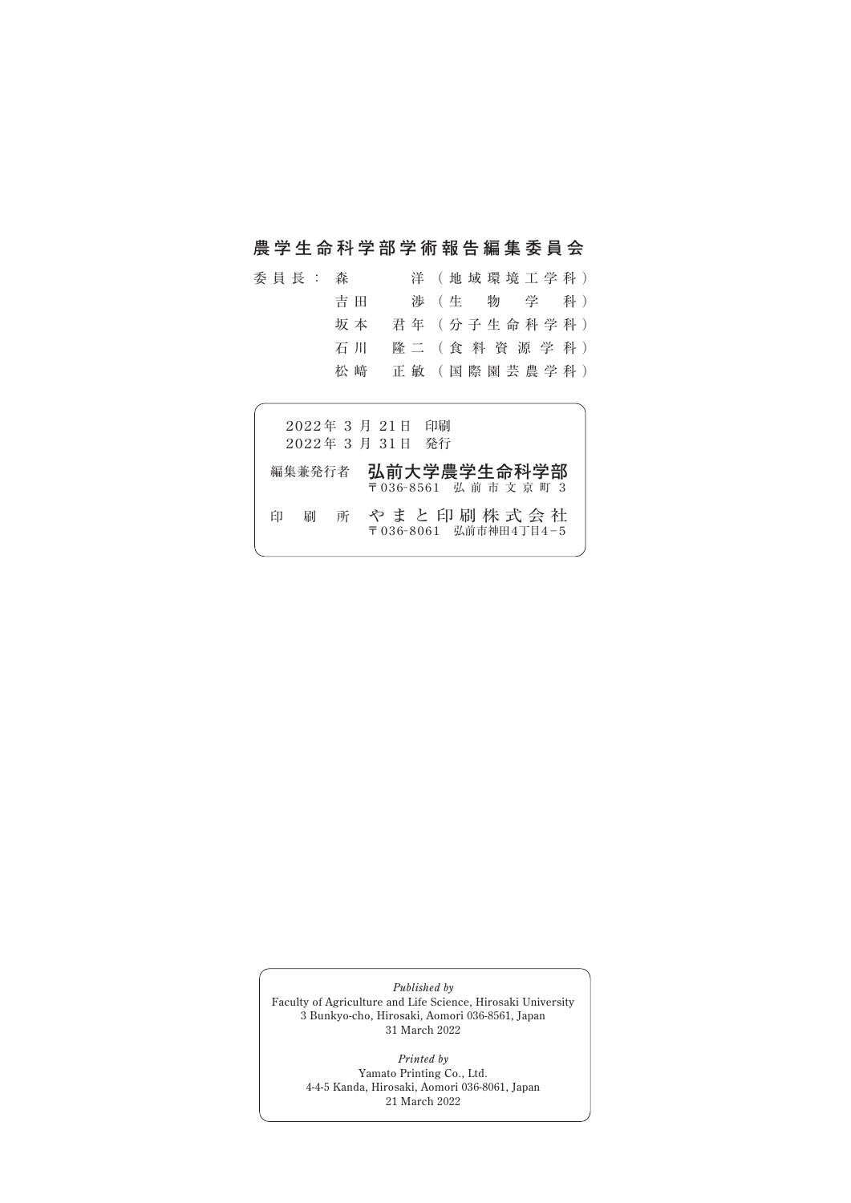## 農学生命科学部学術報告編集委員会

委員長：森　　洋（地域環境工学科）
　　　　吉田　渉（生物学科）
　　　　坂本君年（分子生命科学科）
　　　　石川隆二（食料資源学科）
　　　　松崎正敏（国際園芸農学科）

2022年 3 月 21日　印刷
2022年 3 月 31日　発行

編集兼発行者　**弘前大学農学生命科学部**
〒036-8561　弘前市文京町 3

印刷所　やまと印刷株式会社
〒036-8061　弘前市神田4丁目4−5

*Published by*
Faculty of Agriculture and Life Science, Hirosaki University
3 Bunkyo-cho, Hirosaki, Aomori 036-8561, Japan
31 March 2022

*Printed by*
Yamato Printing Co., Ltd.
4-4-5 Kanda, Hirosaki, Aomori 036-8061, Japan
21 March 2022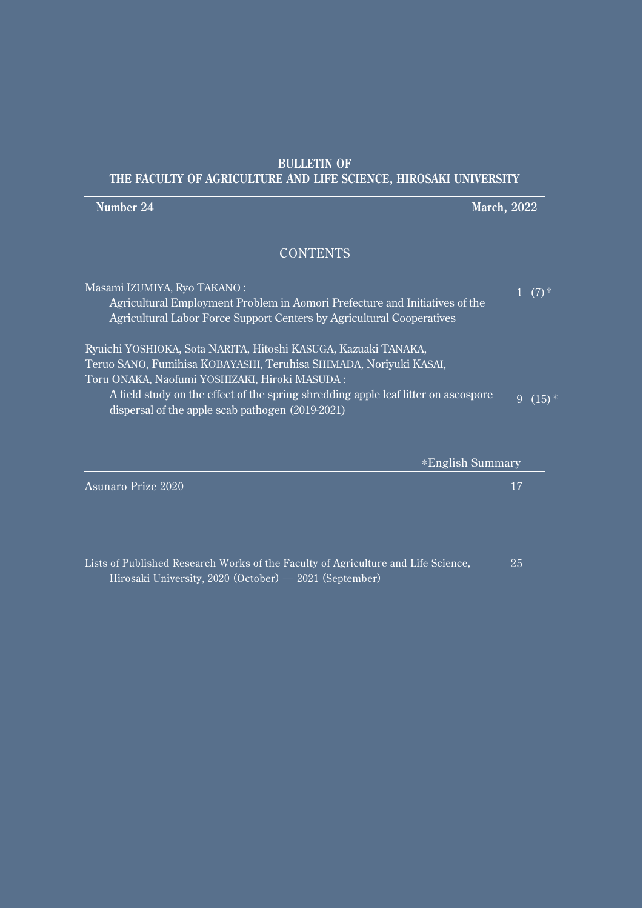# BULLETIN OF THE FACULTY OF AGRICULTURE AND LIFE SCIENCE, HIROSAKI UNIVERSITY

**Number 24** | **March, 2022**

## CONTENTS

Masami IZUMIYA, Ryo TAKANO :
Agricultural Employment Problem in Aomori Prefecture and Initiatives of the Agricultural Labor Force Support Centers by Agricultural Cooperatives ..... 1 (7)*

Ryuichi YOSHIOKA, Sota NARITA, Hitoshi KASUGA, Kazuaki TANAKA, Teruo SANO, Fumihisa KOBAYASHI, Teruhisa SHIMADA, Noriyuki KASAI, Toru ONAKA, Naofumi YOSHIZAKI, Hiroki MASUDA :
A field study on the effect of the spring shredding apple leaf litter on ascospore dispersal of the apple scab pathogen (2019-2021) ..... 9 (15)*

*English Summary

Asunaro Prize 2020 ..... 17

Lists of Published Research Works of the Faculty of Agriculture and Life Science, Hirosaki University, 2020 (October) — 2021 (September) ..... 25